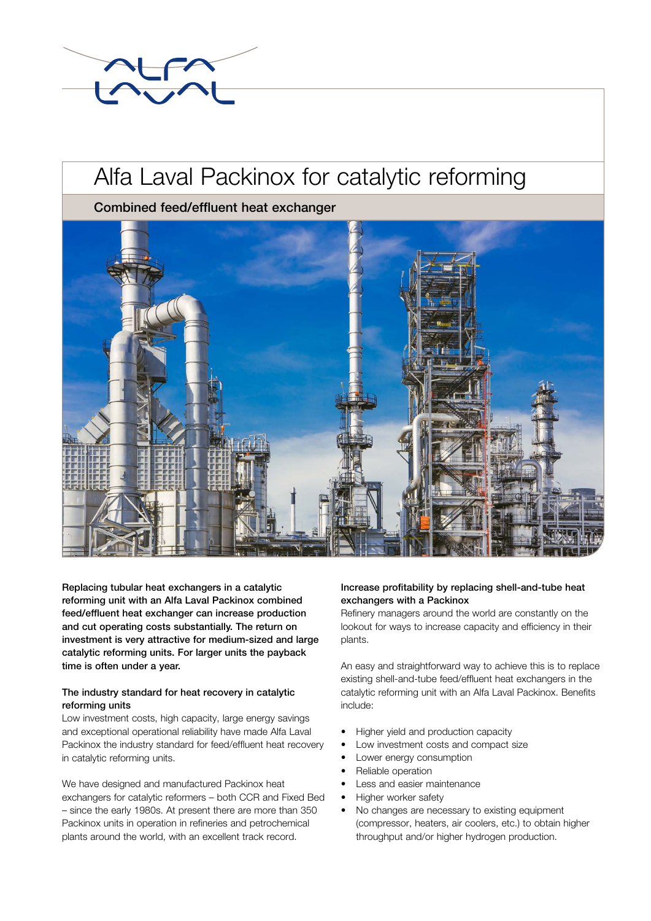# Alfa Laval Packinox for catalytic reforming

## Combined feed/effluent heat exchanger

**Replacing tubular heat exchangers in a catalytic reforming unit with an Alfa Laval Packinox combined feed/effluent heat exchanger can increase production and cut operating costs substantially. The return on investment is very attractive for medium-sized and large catalytic reforming units. For larger units the payback time is often under a year.**

### The industry standard for heat recovery in catalytic reforming units

Low investment costs, high capacity, large energy savings and exceptional operational reliability have made Alfa Laval Packinox the industry standard for feed/effluent heat recovery in catalytic reforming units.

We have designed and manufactured Packinox heat exchangers for catalytic reformers – both CCR and Fixed Bed – since the early 1980s. At present there are more than 350 Packinox units in operation in refineries and petrochemical plants around the world, with an excellent track record.

### Increase profitability by replacing shell-and-tube heat exchangers with a Packinox

Refinery managers around the world are constantly on the lookout for ways to increase capacity and efficiency in their plants.

An easy and straightforward way to achieve this is to replace existing shell-and-tube feed/effluent heat exchangers in the catalytic reforming unit with an Alfa Laval Packinox. Benefits include:

- Higher yield and production capacity
- Low investment costs and compact size
- Lower energy consumption
- Reliable operation
- Less and easier maintenance
- Higher worker safety
- No changes are necessary to existing equipment (compressor, heaters, air coolers, etc.) to obtain higher throughput and/or higher hydrogen production.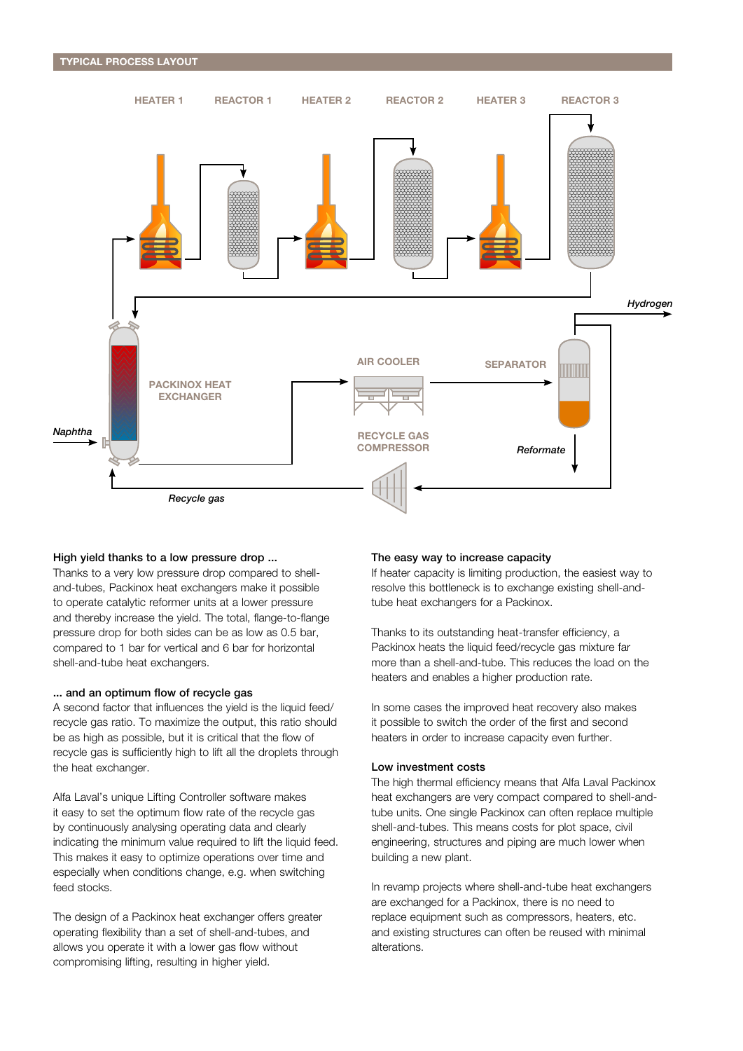## TYPICAL PROCESS LAYOUT

HEATER 1 REACTOR 1 HEATER 2 REACTOR 2 HEATER 3 REACTOR 3

Hydrogen

AIR COOLER SEPARATOR

PACKINOX HEAT EXCHANGER

Naphtha

RECYCLE GAS COMPRESSOR

Reformate

Recycle gas

### High yield thanks to a low pressure drop ...

Thanks to a very low pressure drop compared to shell-and-tubes, Packinox heat exchangers make it possible to operate catalytic reformer units at a lower pressure and thereby increase the yield. The total, flange-to-flange pressure drop for both sides can be as low as 0.5 bar, compared to 1 bar for vertical and 6 bar for horizontal shell-and-tube heat exchangers.

### ... and an optimum flow of recycle gas

A second factor that influences the yield is the liquid feed/recycle gas ratio. To maximize the output, this ratio should be as high as possible, but it is critical that the flow of recycle gas is sufficiently high to lift all the droplets through the heat exchanger.

Alfa Laval's unique Lifting Controller software makes it easy to set the optimum flow rate of the recycle gas by continuously analysing operating data and clearly indicating the minimum value required to lift the liquid feed. This makes it easy to optimize operations over time and especially when conditions change, e.g. when switching feed stocks.

The design of a Packinox heat exchanger offers greater operating flexibility than a set of shell-and-tubes, and allows you operate it with a lower gas flow without compromising lifting, resulting in higher yield.

### The easy way to increase capacity

If heater capacity is limiting production, the easiest way to resolve this bottleneck is to exchange existing shell-and-tube heat exchangers for a Packinox.

Thanks to its outstanding heat-transfer efficiency, a Packinox heats the liquid feed/recycle gas mixture far more than a shell-and-tube. This reduces the load on the heaters and enables a higher production rate.

In some cases the improved heat recovery also makes it possible to switch the order of the first and second heaters in order to increase capacity even further.

### Low investment costs

The high thermal efficiency means that Alfa Laval Packinox heat exchangers are very compact compared to shell-and-tube units. One single Packinox can often replace multiple shell-and-tubes. This means costs for plot space, civil engineering, structures and piping are much lower when building a new plant.

In revamp projects where shell-and-tube heat exchangers are exchanged for a Packinox, there is no need to replace equipment such as compressors, heaters, etc. and existing structures can often be reused with minimal alterations.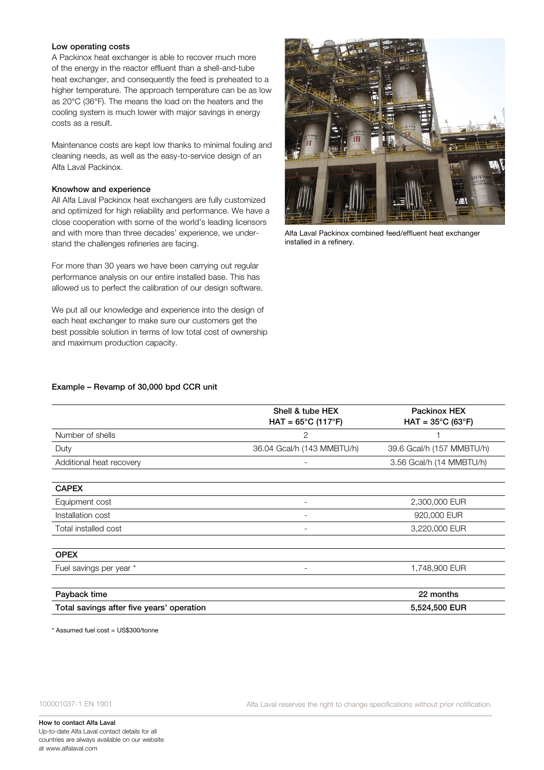### Low operating costs

A Packinox heat exchanger is able to recover much more of the energy in the reactor effluent than a shell-and-tube heat exchanger, and consequently the feed is preheated to a higher temperature. The approach temperature can be as low as 20°C (36°F). The means the load on the heaters and the cooling system is much lower with major savings in energy costs as a result.

Maintenance costs are kept low thanks to minimal fouling and cleaning needs, as well as the easy-to-service design of an Alfa Laval Packinox.

### Knowhow and experience

All Alfa Laval Packinox heat exchangers are fully customized and optimized for high reliability and performance. We have a close cooperation with some of the world's leading licensors and with more than three decades' experience, we understand the challenges refineries are facing.

For more than 30 years we have been carrying out regular performance analysis on our entire installed base. This has allowed us to perfect the calibration of our design software.

We put all our knowledge and experience into the design of each heat exchanger to make sure our customers get the best possible solution in terms of low total cost of ownership and maximum production capacity.

Alfa Laval Packinox combined feed/effluent heat exchanger installed in a refinery.

### Example – Revamp of 30,000 bpd CCR unit

| | Shell & tube HEX HAT = 65°C (117°F) | Packinox HEX HAT = 35°C (63°F) |
|---|---|---|
| Number of shells | 2 | 1 |
| Duty | 36.04 Gcal/h (143 MMBTU/h) | 39.6 Gcal/h (157 MMBTU/h) |
| Additional heat recovery | - | 3.56 Gcal/h (14 MMBTU/h) |
| **CAPEX** | | |
| Equipment cost | - | 2,300,000 EUR |
| Installation cost | - | 920,000 EUR |
| Total installed cost | - | 3,220,000 EUR |
| **OPEX** | | |
| Fuel savings per year * | - | 1,748,900 EUR |
| **Payback time** | | **22 months** |
| **Total savings after five years' operation** | | **5,524,500 EUR** |

* Assumed fuel cost = US$300/tonne

100001037-1 EN 1901

Alfa Laval reserves the right to change specifications without prior notification.

**How to contact Alfa Laval**
Up-to-date Alfa Laval contact details for all countries are always available on our website at www.alfalaval.com